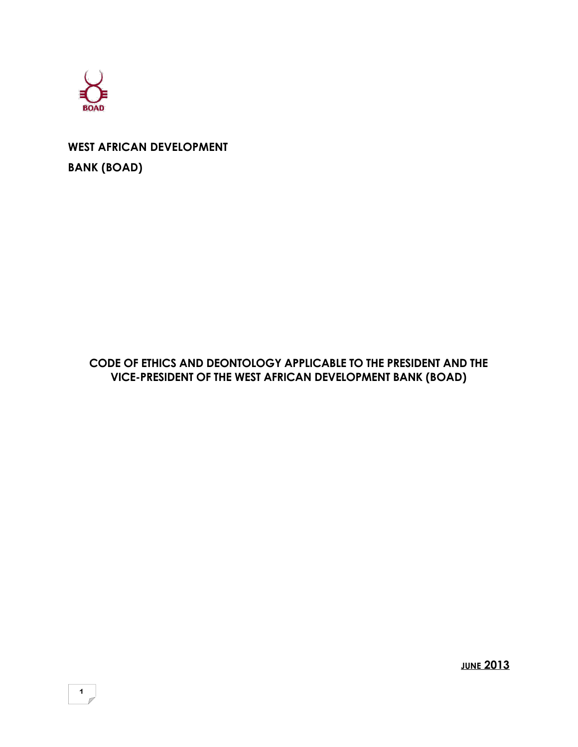BOAD

**WEST AFRICAN DEVELOPMENT BANK (BOAD)**

# CODE OF ETHICS AND DEONTOLOGY APPLICABLE TO THE PRESIDENT AND THE VICE-PRESIDENT OF THE WEST AFRICAN DEVELOPMENT BANK (BOAD)

**JUNE 2013**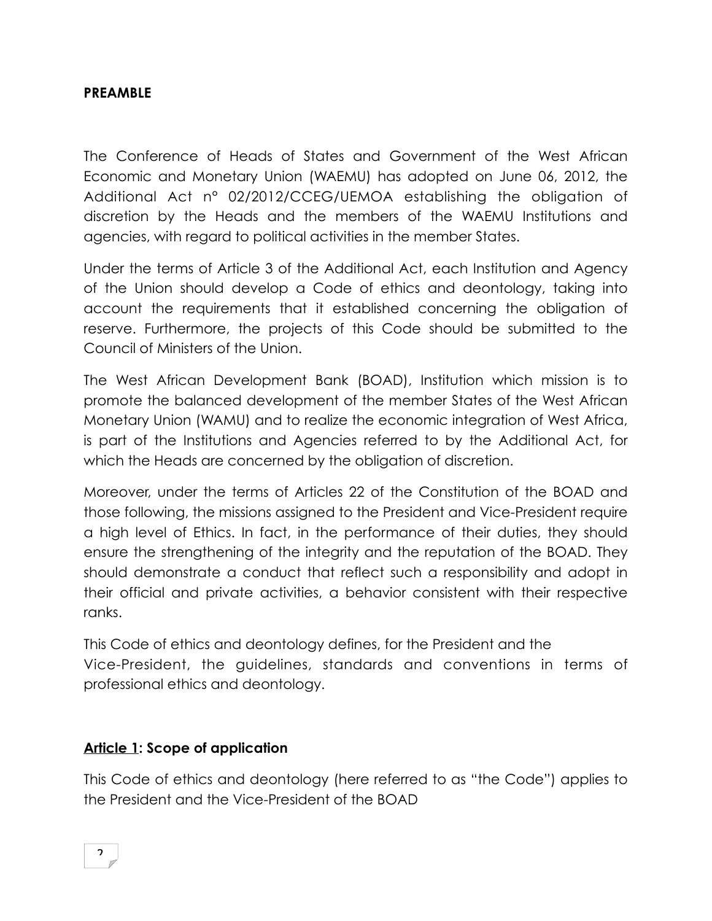**PREAMBLE**

The Conference of Heads of States and Government of the West African Economic and Monetary Union (WAEMU) has adopted on June 06, 2012, the Additional Act n° 02/2012/CCEG/UEMOA establishing the obligation of discretion by the Heads and the members of the WAEMU Institutions and agencies, with regard to political activities in the member States.

Under the terms of Article 3 of the Additional Act, each Institution and Agency of the Union should develop a Code of ethics and deontology, taking into account the requirements that it established concerning the obligation of reserve. Furthermore, the projects of this Code should be submitted to the Council of Ministers of the Union.

The West African Development Bank (BOAD), Institution which mission is to promote the balanced development of the member States of the West African Monetary Union (WAMU) and to realize the economic integration of West Africa, is part of the Institutions and Agencies referred to by the Additional Act, for which the Heads are concerned by the obligation of discretion.

Moreover, under the terms of Articles 22 of the Constitution of the BOAD and those following, the missions assigned to the President and Vice-President require a high level of Ethics. In fact, in the performance of their duties, they should ensure the strengthening of the integrity and the reputation of the BOAD. They should demonstrate a conduct that reflect such a responsibility and adopt in their official and private activities, a behavior consistent with their respective ranks.

This Code of ethics and deontology defines, for the President and the Vice-President, the guidelines, standards and conventions in terms of professional ethics and deontology.

**Article 1: Scope of application**

This Code of ethics and deontology (here referred to as "the Code") applies to the President and the Vice-President of the BOAD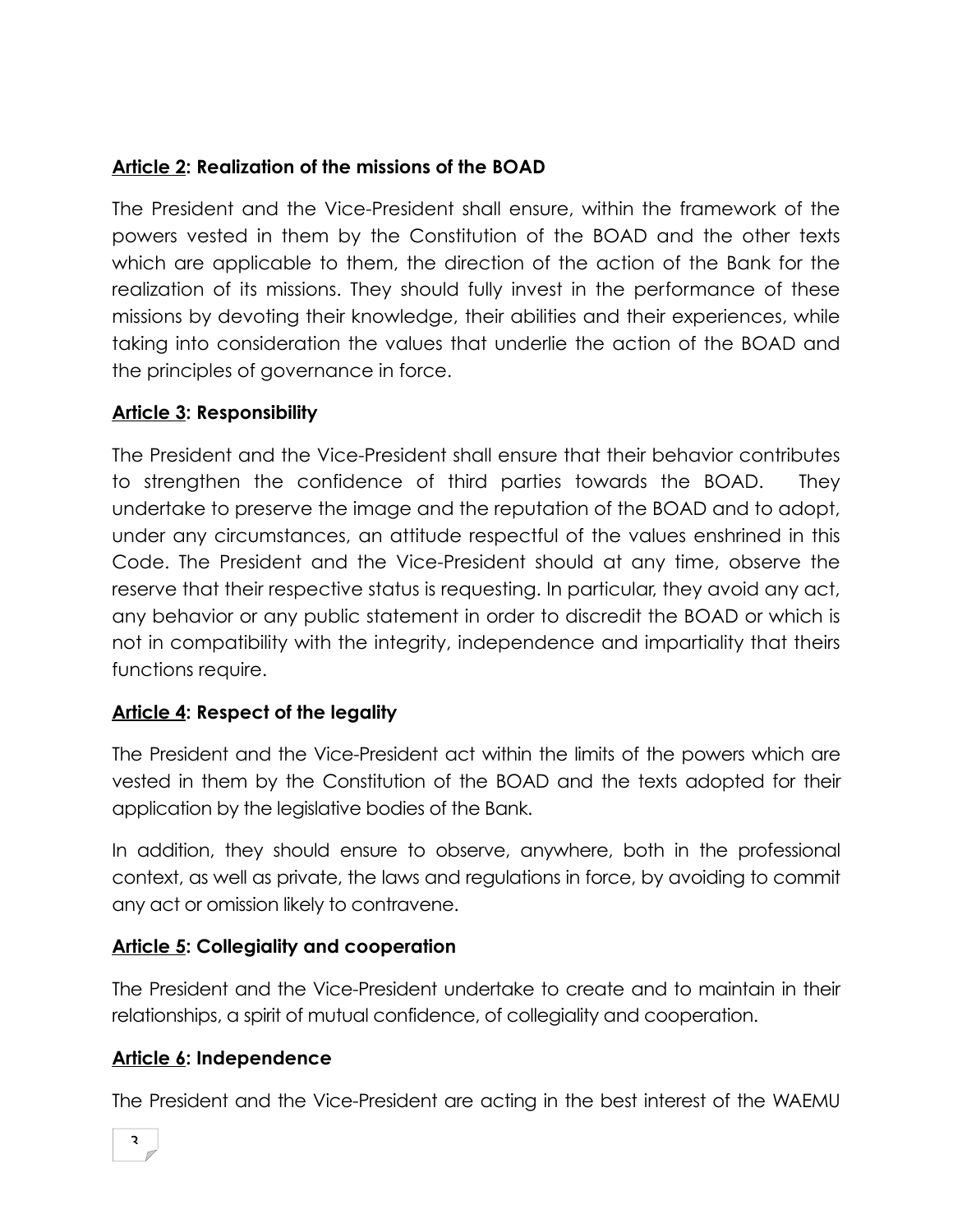**Article 2: Realization of the missions of the BOAD**

The President and the Vice-President shall ensure, within the framework of the powers vested in them by the Constitution of the BOAD and the other texts which are applicable to them, the direction of the action of the Bank for the realization of its missions. They should fully invest in the performance of these missions by devoting their knowledge, their abilities and their experiences, while taking into consideration the values that underlie the action of the BOAD and the principles of governance in force.

**Article 3: Responsibility**

The President and the Vice-President shall ensure that their behavior contributes to strengthen the confidence of third parties towards the BOAD. They undertake to preserve the image and the reputation of the BOAD and to adopt, under any circumstances, an attitude respectful of the values enshrined in this Code. The President and the Vice-President should at any time, observe the reserve that their respective status is requesting. In particular, they avoid any act, any behavior or any public statement in order to discredit the BOAD or which is not in compatibility with the integrity, independence and impartiality that theirs functions require.

**Article 4: Respect of the legality**

The President and the Vice-President act within the limits of the powers which are vested in them by the Constitution of the BOAD and the texts adopted for their application by the legislative bodies of the Bank.

In addition, they should ensure to observe, anywhere, both in the professional context, as well as private, the laws and regulations in force, by avoiding to commit any act or omission likely to contravene.

**Article 5: Collegiality and cooperation**

The President and the Vice-President undertake to create and to maintain in their relationships, a spirit of mutual confidence, of collegiality and cooperation.

**Article 6: Independence**

The President and the Vice-President are acting in the best interest of the WAEMU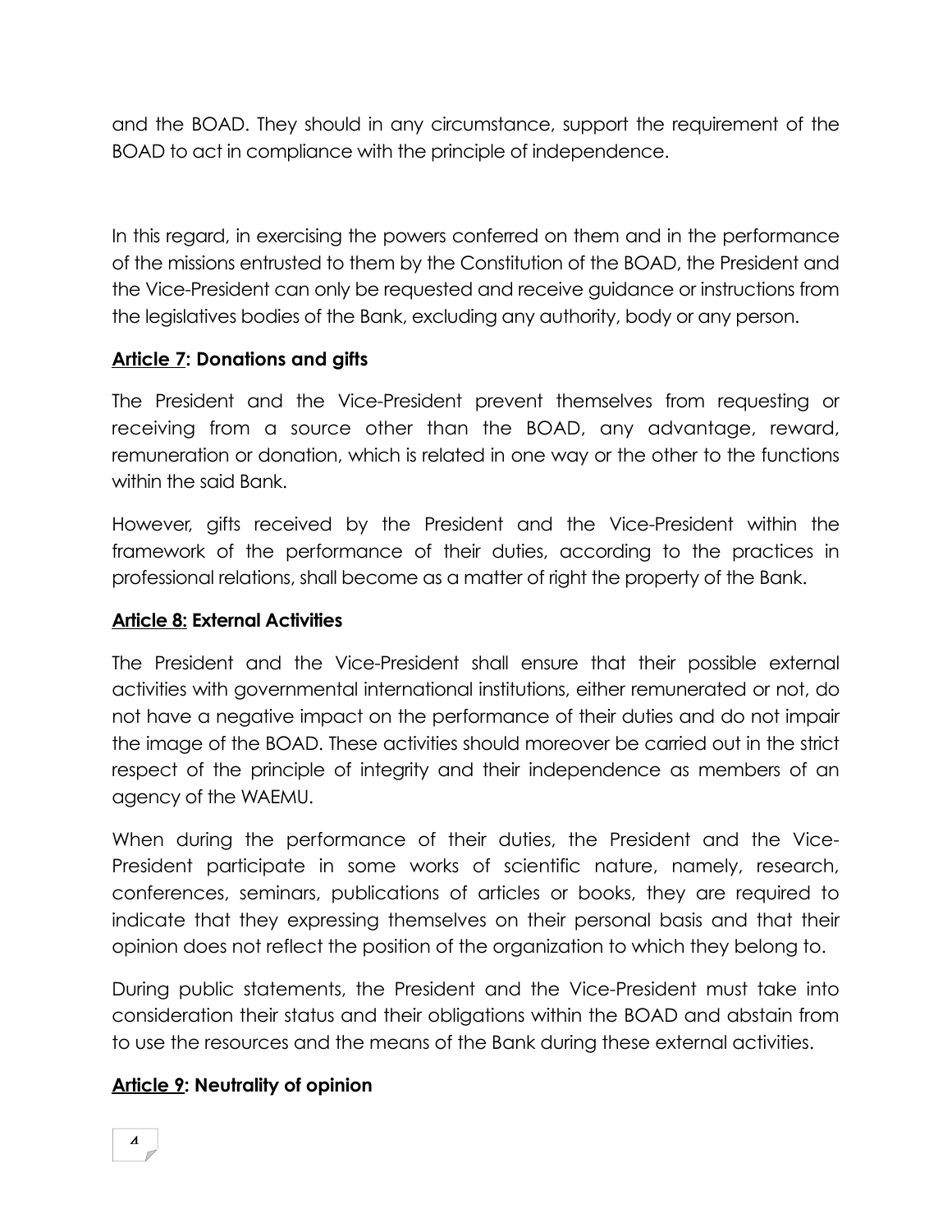and the BOAD. They should in any circumstance, support the requirement of the BOAD to act in compliance with the principle of independence.

In this regard, in exercising the powers conferred on them and in the performance of the missions entrusted to them by the Constitution of the BOAD, the President and the Vice-President can only be requested and receive guidance or instructions from the legislatives bodies of the Bank, excluding any authority, body or any person.

**Article 7: Donations and gifts**

The President and the Vice-President prevent themselves from requesting or receiving from a source other than the BOAD, any advantage, reward, remuneration or donation, which is related in one way or the other to the functions within the said Bank.

However, gifts received by the President and the Vice-President within the framework of the performance of their duties, according to the practices in professional relations, shall become as a matter of right the property of the Bank.

**Article 8: External Activities**

The President and the Vice-President shall ensure that their possible external activities with governmental international institutions, either remunerated or not, do not have a negative impact on the performance of their duties and do not impair the image of the BOAD. These activities should moreover be carried out in the strict respect of the principle of integrity and their independence as members of an agency of the WAEMU.

When during the performance of their duties, the President and the Vice-President participate in some works of scientific nature, namely, research, conferences, seminars, publications of articles or books, they are required to indicate that they expressing themselves on their personal basis and that their opinion does not reflect the position of the organization to which they belong to.

During public statements, the President and the Vice-President must take into consideration their status and their obligations within the BOAD and abstain from to use the resources and the means of the Bank during these external activities.

**Article 9: Neutrality of opinion**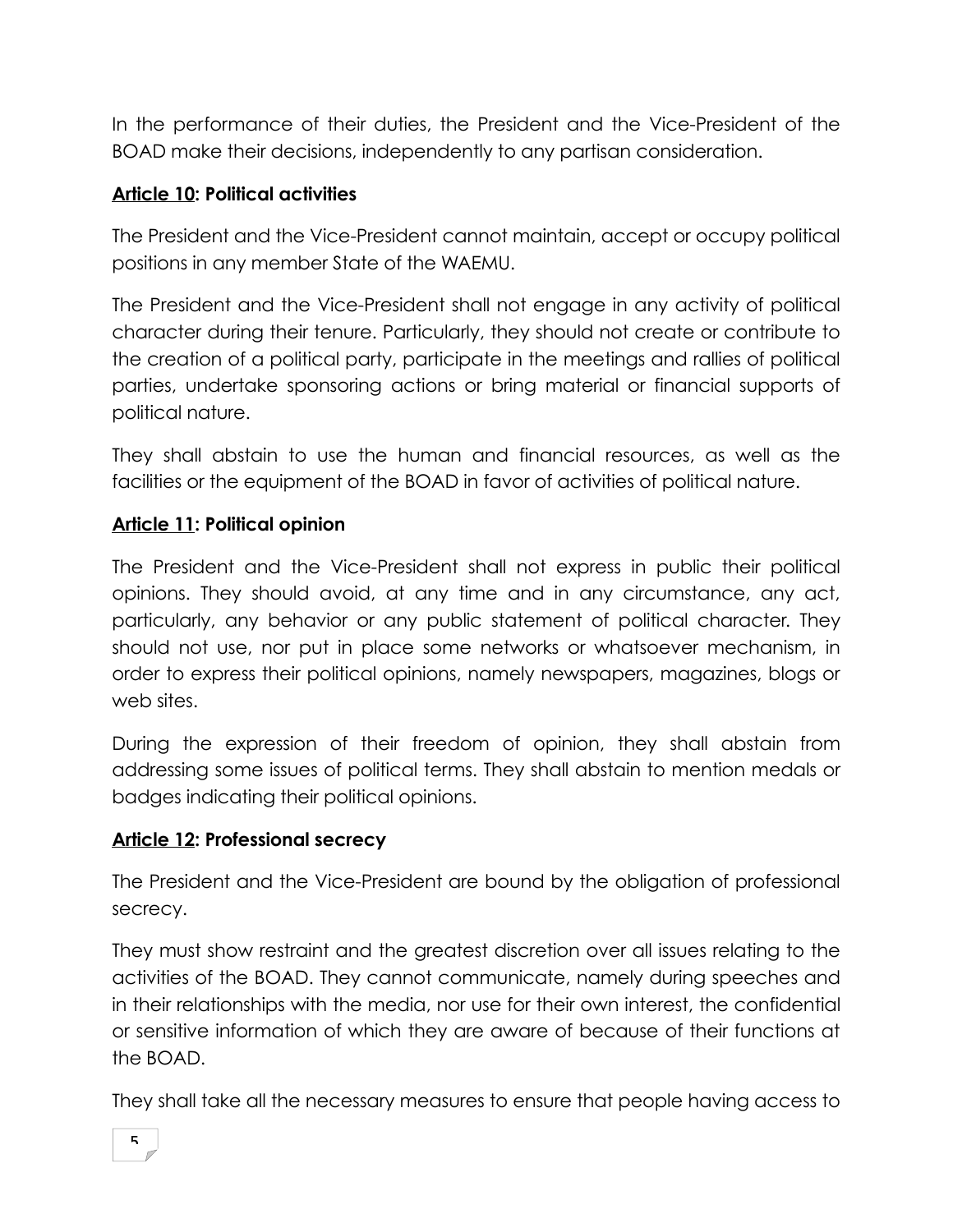In the performance of their duties, the President and the Vice-President of the BOAD make their decisions, independently to any partisan consideration.

**Article 10: Political activities**

The President and the Vice-President cannot maintain, accept or occupy political positions in any member State of the WAEMU.

The President and the Vice-President shall not engage in any activity of political character during their tenure. Particularly, they should not create or contribute to the creation of a political party, participate in the meetings and rallies of political parties, undertake sponsoring actions or bring material or financial supports of political nature.

They shall abstain to use the human and financial resources, as well as the facilities or the equipment of the BOAD in favor of activities of political nature.

**Article 11: Political opinion**

The President and the Vice-President shall not express in public their political opinions. They should avoid, at any time and in any circumstance, any act, particularly, any behavior or any public statement of political character. They should not use, nor put in place some networks or whatsoever mechanism, in order to express their political opinions, namely newspapers, magazines, blogs or web sites.

During the expression of their freedom of opinion, they shall abstain from addressing some issues of political terms. They shall abstain to mention medals or badges indicating their political opinions.

**Article 12: Professional secrecy**

The President and the Vice-President are bound by the obligation of professional secrecy.

They must show restraint and the greatest discretion over all issues relating to the activities of the BOAD. They cannot communicate, namely during speeches and in their relationships with the media, nor use for their own interest, the confidential or sensitive information of which they are aware of because of their functions at the BOAD.

They shall take all the necessary measures to ensure that people having access to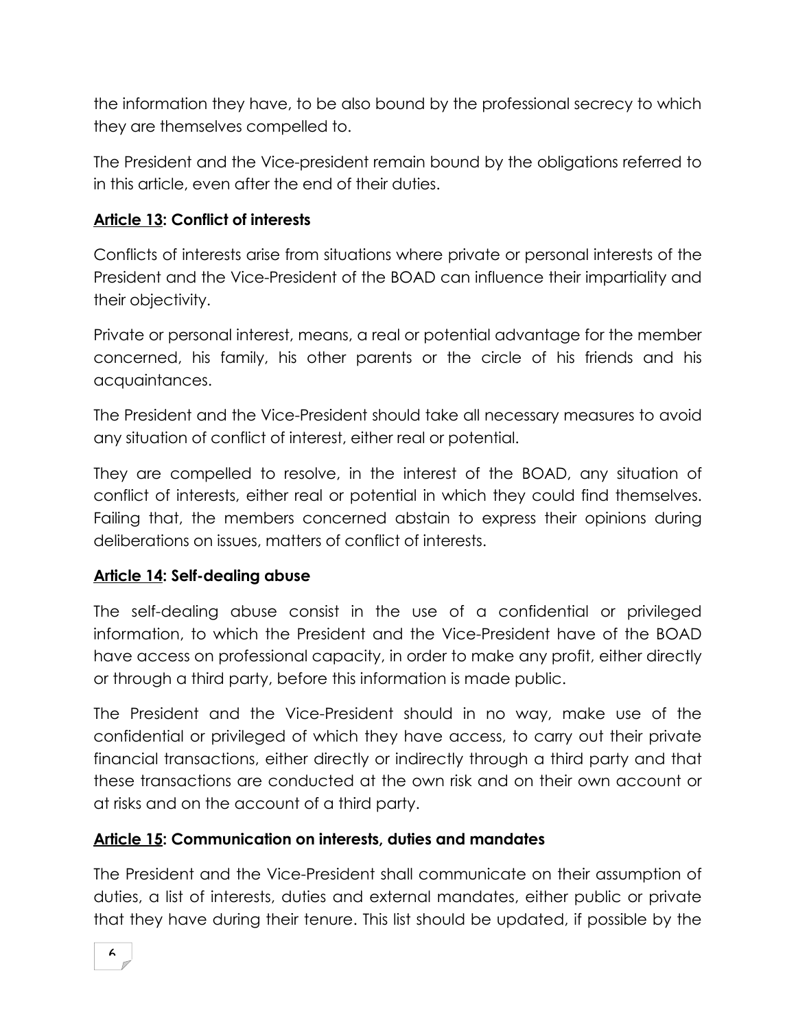the information they have, to be also bound by the professional secrecy to which they are themselves compelled to.

The President and the Vice-president remain bound by the obligations referred to in this article, even after the end of their duties.

**<u>Article 13</u>: Conflict of interests**

Conflicts of interests arise from situations where private or personal interests of the President and the Vice-President of the BOAD can influence their impartiality and their objectivity.

Private or personal interest, means, a real or potential advantage for the member concerned, his family, his other parents or the circle of his friends and his acquaintances.

The President and the Vice-President should take all necessary measures to avoid any situation of conflict of interest, either real or potential.

They are compelled to resolve, in the interest of the BOAD, any situation of conflict of interests, either real or potential in which they could find themselves. Failing that, the members concerned abstain to express their opinions during deliberations on issues, matters of conflict of interests.

**<u>Article 14</u>: Self-dealing abuse**

The self-dealing abuse consist in the use of a confidential or privileged information, to which the President and the Vice-President have of the BOAD have access on professional capacity, in order to make any profit, either directly or through a third party, before this information is made public.

The President and the Vice-President should in no way, make use of the confidential or privileged of which they have access, to carry out their private financial transactions, either directly or indirectly through a third party and that these transactions are conducted at the own risk and on their own account or at risks and on the account of a third party.

**<u>Article 15</u>: Communication on interests, duties and mandates**

The President and the Vice-President shall communicate on their assumption of duties, a list of interests, duties and external mandates, either public or private that they have during their tenure. This list should be updated, if possible by the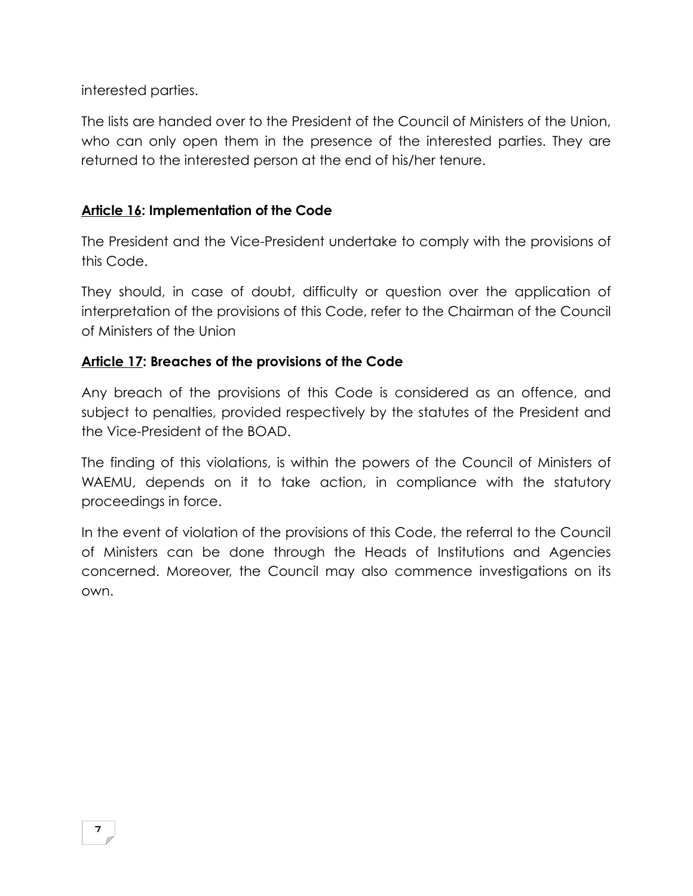interested parties.

The lists are handed over to the President of the Council of Ministers of the Union, who can only open them in the presence of the interested parties. They are returned to the interested person at the end of his/her tenure.

### **Article 16: Implementation of the Code**

The President and the Vice-President undertake to comply with the provisions of this Code.

They should, in case of doubt, difficulty or question over the application of interpretation of the provisions of this Code, refer to the Chairman of the Council of Ministers of the Union

### **Article 17: Breaches of the provisions of the Code**

Any breach of the provisions of this Code is considered as an offence, and subject to penalties, provided respectively by the statutes of the President and the Vice-President of the BOAD.

The finding of this violations, is within the powers of the Council of Ministers of WAEMU, depends on it to take action, in compliance with the statutory proceedings in force.

In the event of violation of the provisions of this Code, the referral to the Council of Ministers can be done through the Heads of Institutions and Agencies concerned. Moreover, the Council may also commence investigations on its own.